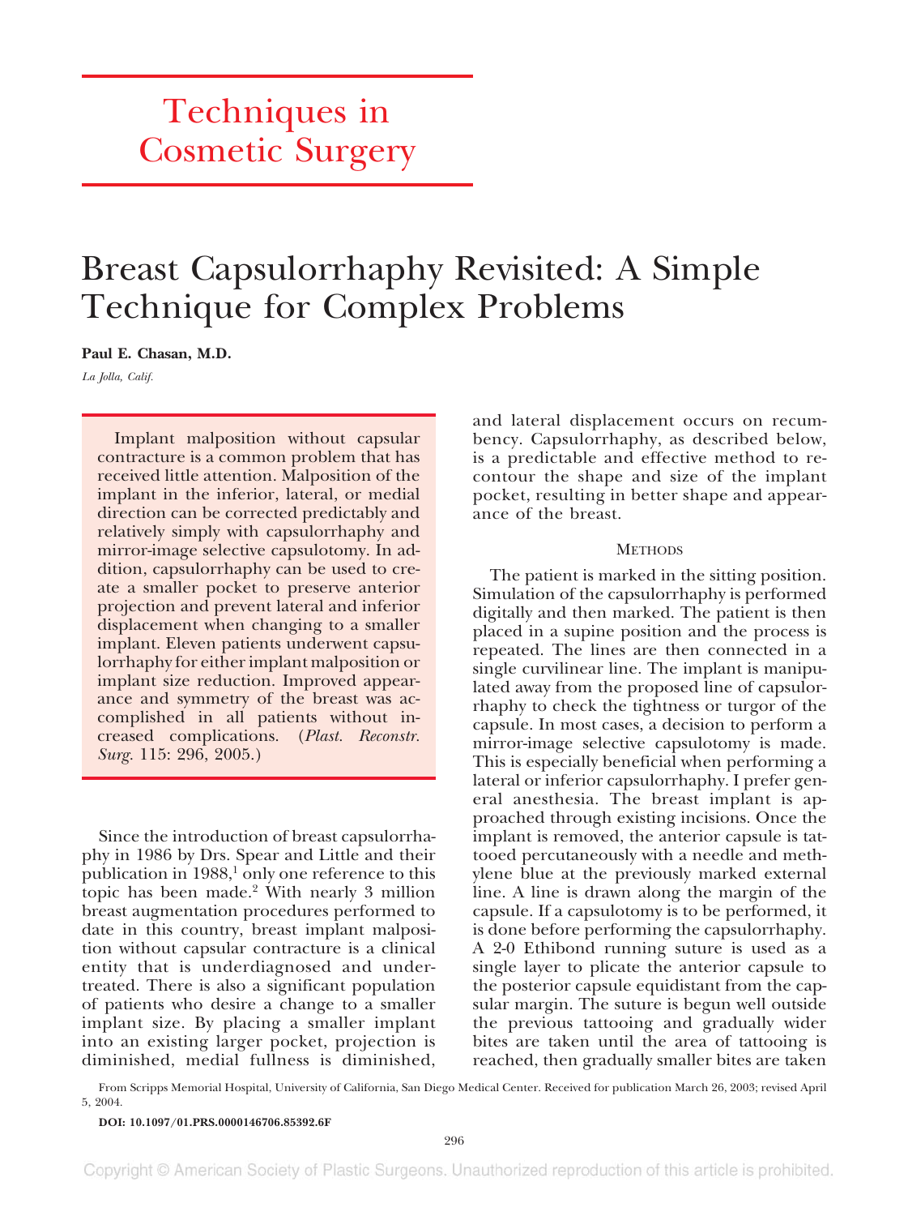# Techniques in Cosmetic Surgery

# Breast Capsulorrhaphy Revisited: A Simple Technique for Complex Problems

**Paul E. Chasan, M.D.**

*La Jolla, Calif.*

Implant malposition without capsular contracture is a common problem that has received little attention. Malposition of the implant in the inferior, lateral, or medial direction can be corrected predictably and relatively simply with capsulorrhaphy and mirror-image selective capsulotomy. In addition, capsulorrhaphy can be used to create a smaller pocket to preserve anterior projection and prevent lateral and inferior displacement when changing to a smaller implant. Eleven patients underwent capsulorrhaphy for either implant malposition or implant size reduction. Improved appearance and symmetry of the breast was accomplished in all patients without increased complications. (*Plast. Reconstr. Surg.* 115: 296, 2005.)

Since the introduction of breast capsulorrhaphy in 1986 by Drs. Spear and Little and their publication in 1988,[1] only one reference to this topic has been made.[2] With nearly 3 million breast augmentation procedures performed to date in this country, breast implant malposition without capsular contracture is a clinical entity that is underdiagnosed and undertreated. There is also a significant population of patients who desire a change to a smaller implant size. By placing a smaller implant into an existing larger pocket, projection is diminished, medial fullness is diminished, and lateral displacement occurs on recumbency. Capsulorrhaphy, as described below, is a predictable and effective method to recontour the shape and size of the implant pocket, resulting in better shape and appearance of the breast.

## Methods

The patient is marked in the sitting position. Simulation of the capsulorrhaphy is performed digitally and then marked. The patient is then placed in a supine position and the process is repeated. The lines are then connected in a single curvilinear line. The implant is manipulated away from the proposed line of capsulorrhaphy to check the tightness or turgor of the capsule. In most cases, a decision to perform a mirror-image selective capsulotomy is made. This is especially beneficial when performing a lateral or inferior capsulorrhaphy. I prefer general anesthesia. The breast implant is approached through existing incisions. Once the implant is removed, the anterior capsule is tattooed percutaneously with a needle and methylene blue at the previously marked external line. A line is drawn along the margin of the capsule. If a capsulotomy is to be performed, it is done before performing the capsulorrhaphy. A 2-0 Ethibond running suture is used as a single layer to plicate the anterior capsule to the posterior capsule equidistant from the capsular margin. The suture is begun well outside the previous tattooing and gradually wider bites are taken until the area of tattooing is reached, then gradually smaller bites are taken

From Scripps Memorial Hospital, University of California, San Diego Medical Center. Received for publication March 26, 2003; revised April 5, 2004.

**DOI: 10.1097/01.PRS.0000146706.85392.6F**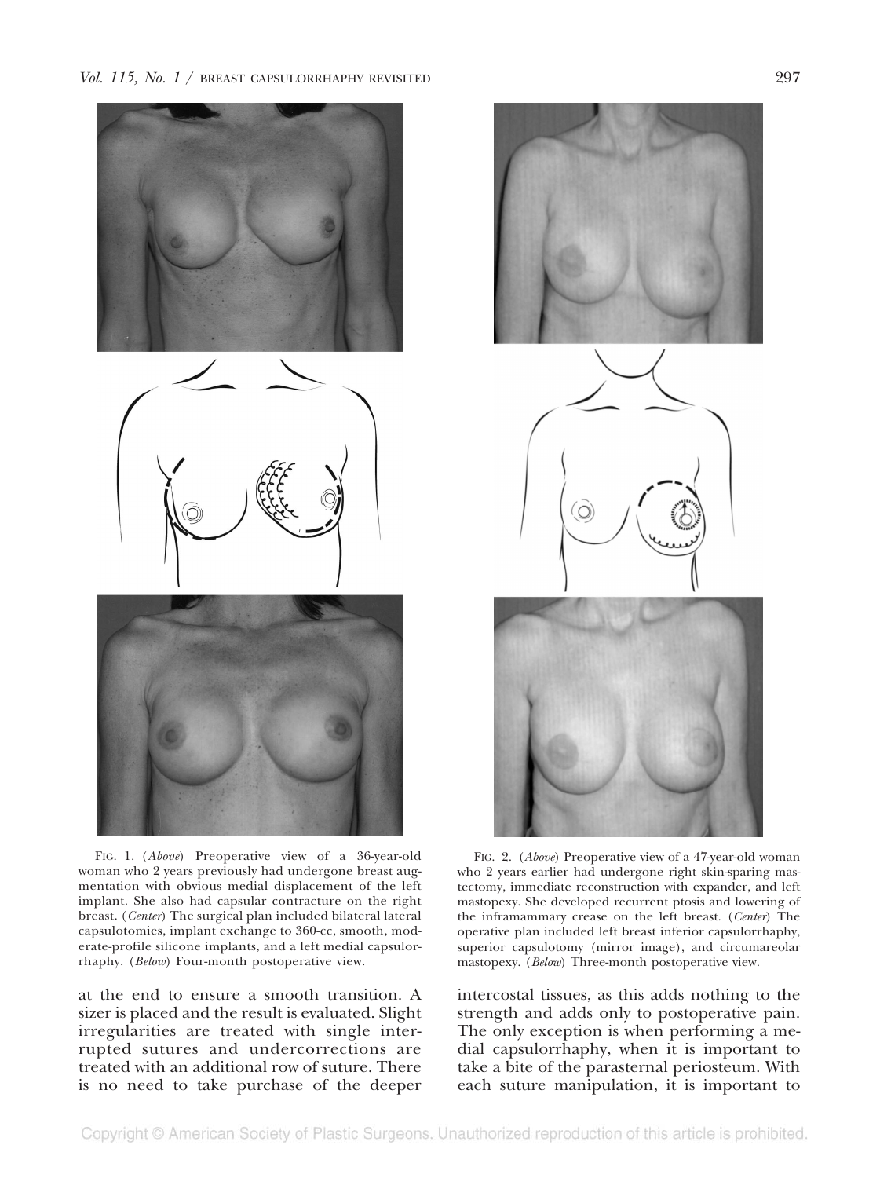FIG. 1. (*Above*) Preoperative view of a 36-year-old woman who 2 years previously had undergone breast augmentation with obvious medial displacement of the left implant. She also had capsular contracture on the right breast. (*Center*) The surgical plan included bilateral lateral capsulotomies, implant exchange to 360-cc, smooth, moderate-profile silicone implants, and a left medial capsulorrhaphy. (*Below*) Four-month postoperative view.

FIG. 2. (*Above*) Preoperative view of a 47-year-old woman who 2 years earlier had undergone right skin-sparing mastectomy, immediate reconstruction with expander, and left mastopexy. She developed recurrent ptosis and lowering of the inframammary crease on the left breast. (*Center*) The operative plan included left breast inferior capsulorrhaphy, superior capsulotomy (mirror image), and circumareolar mastopexy. (*Below*) Three-month postoperative view.

at the end to ensure a smooth transition. A sizer is placed and the result is evaluated. Slight irregularities are treated with single interrupted sutures and undercorrections are treated with an additional row of suture. There is no need to take purchase of the deeper intercostal tissues, as this adds nothing to the strength and adds only to postoperative pain. The only exception is when performing a medial capsulorrhaphy, when it is important to take a bite of the parasternal periosteum. With each suture manipulation, it is important to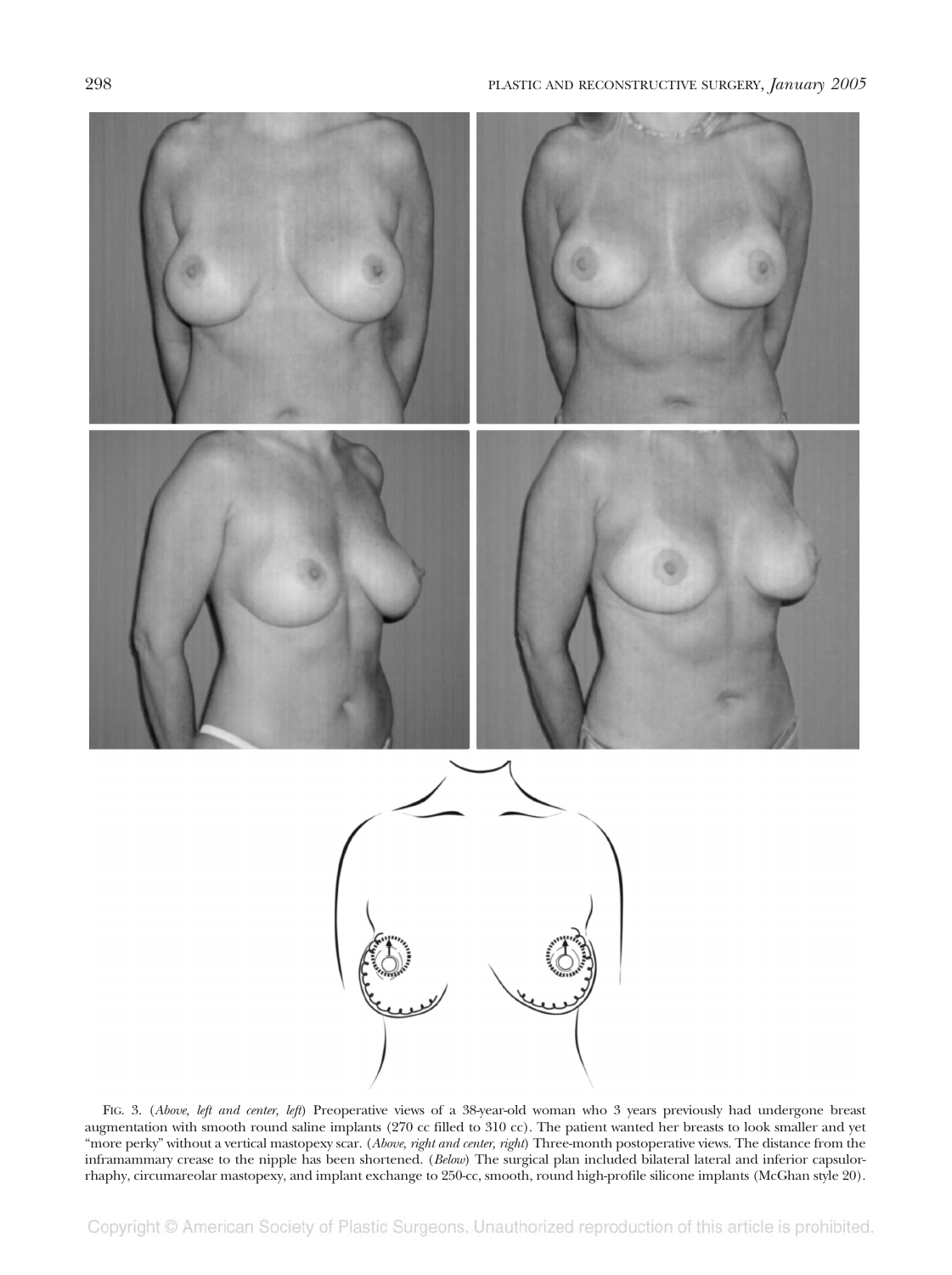FIG. 3. (*Above, left and center, left*) Preoperative views of a 38-year-old woman who 3 years previously had undergone breast augmentation with smooth round saline implants (270 cc filled to 310 cc). The patient wanted her breasts to look smaller and yet "more perky" without a vertical mastopexy scar. (*Above, right and center, right*) Three-month postoperative views. The distance from the inframammary crease to the nipple has been shortened. (*Below*) The surgical plan included bilateral lateral and inferior capsulorrhaphy, circumareolar mastopexy, and implant exchange to 250-cc, smooth, round high-profile silicone implants (McGhan style 20).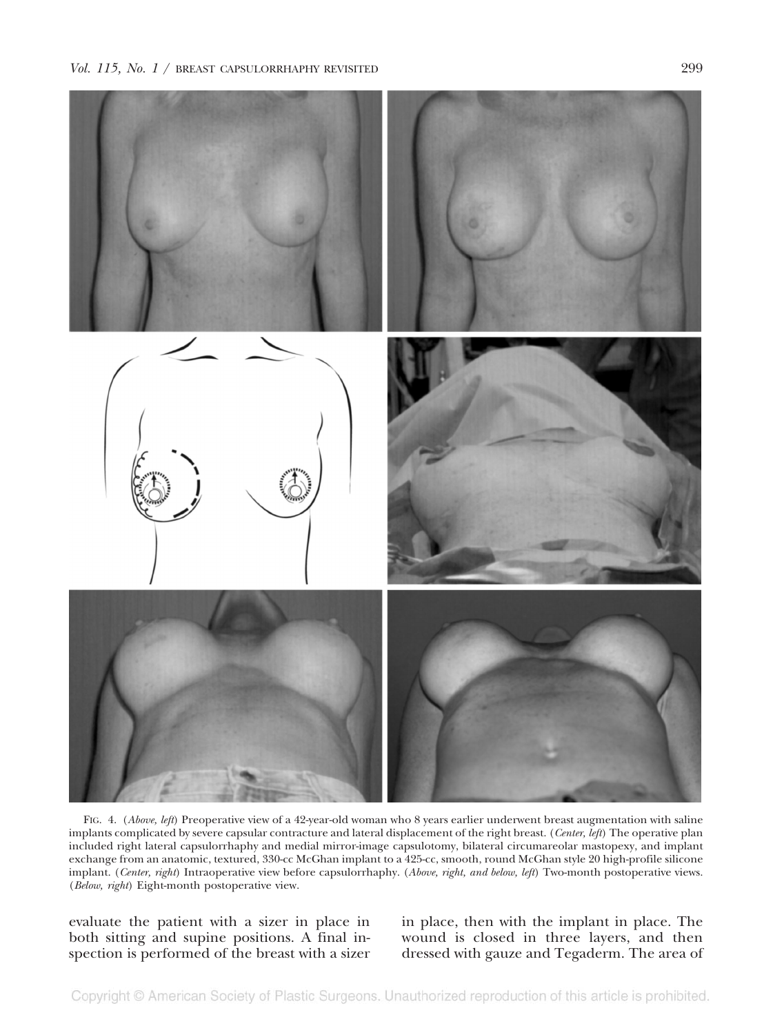FIG. 4. (*Above, left*) Preoperative view of a 42-year-old woman who 8 years earlier underwent breast augmentation with saline implants complicated by severe capsular contracture and lateral displacement of the right breast. (*Center, left*) The operative plan included right lateral capsulorrhaphy and medial mirror-image capsulotomy, bilateral circumareolar mastopexy, and implant exchange from an anatomic, textured, 330-cc McGhan implant to a 425-cc, smooth, round McGhan style 20 high-profile silicone implant. (*Center, right*) Intraoperative view before capsulorrhaphy. (*Above, right, and below, left*) Two-month postoperative views. (*Below, right*) Eight-month postoperative view.

evaluate the patient with a sizer in place in both sitting and supine positions. A final inspection is performed of the breast with a sizer in place, then with the implant in place. The wound is closed in three layers, and then dressed with gauze and Tegaderm. The area of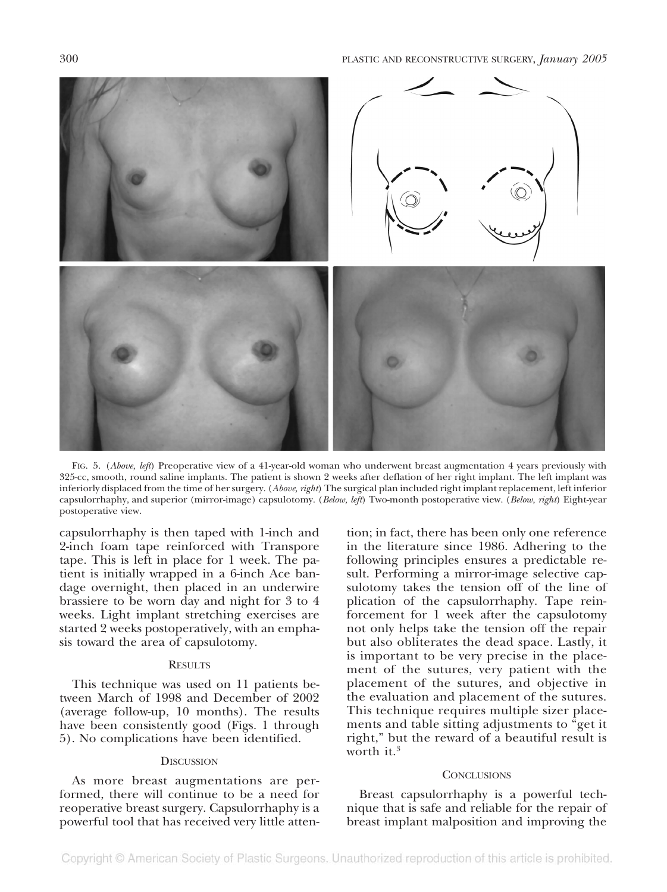FIG. 5. (*Above, left*) Preoperative view of a 41-year-old woman who underwent breast augmentation 4 years previously with 325-cc, smooth, round saline implants. The patient is shown 2 weeks after deflation of her right implant. The left implant was inferiorly displaced from the time of her surgery. (*Above, right*) The surgical plan included right implant replacement, left inferior capsulorrhaphy, and superior (mirror-image) capsulotomy. (*Below, left*) Two-month postoperative view. (*Below, right*) Eight-year postoperative view.

capsulorrhaphy is then taped with 1-inch and 2-inch foam tape reinforced with Transpore tape. This is left in place for 1 week. The patient is initially wrapped in a 6-inch Ace bandage overnight, then placed in an underwire brassiere to be worn day and night for 3 to 4 weeks. Light implant stretching exercises are started 2 weeks postoperatively, with an emphasis toward the area of capsulotomy.

## RESULTS

This technique was used on 11 patients between March of 1998 and December of 2002 (average follow-up, 10 months). The results have been consistently good (Figs. 1 through 5). No complications have been identified.

## DISCUSSION

As more breast augmentations are performed, there will continue to be a need for reoperative breast surgery. Capsulorrhaphy is a powerful tool that has received very little attention; in fact, there has been only one reference in the literature since 1986. Adhering to the following principles ensures a predictable result. Performing a mirror-image selective capsulotomy takes the tension off of the line of plication of the capsulorrhaphy. Tape reinforcement for 1 week after the capsulotomy not only helps take the tension off the repair but also obliterates the dead space. Lastly, it is important to be very precise in the placement of the sutures, very patient with the placement of the sutures, and objective in the evaluation and placement of the sutures. This technique requires multiple sizer placements and table sitting adjustments to "get it right," but the reward of a beautiful result is worth it.[3]

## CONCLUSIONS

Breast capsulorrhaphy is a powerful technique that is safe and reliable for the repair of breast implant malposition and improving the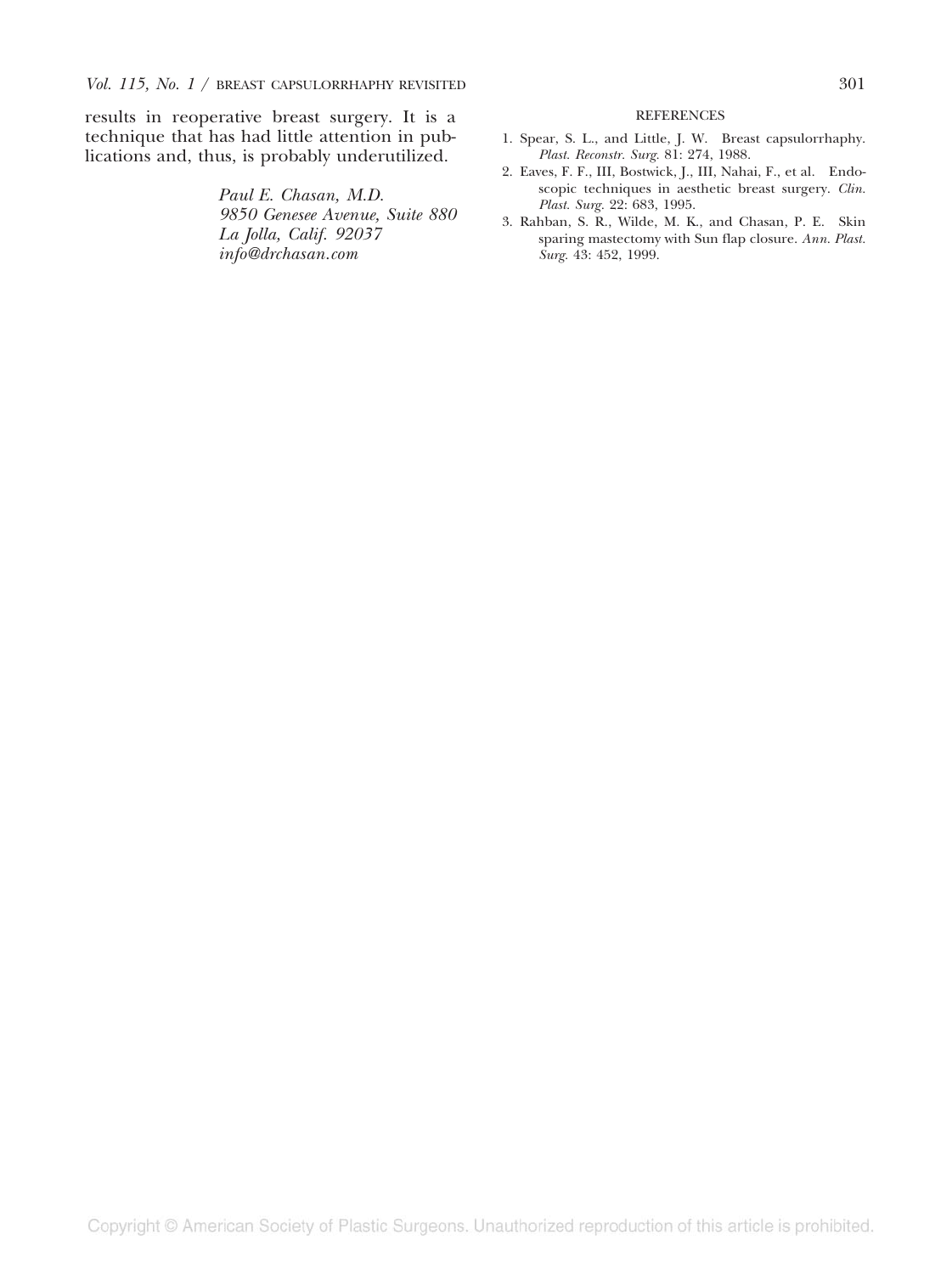results in reoperative breast surgery. It is a technique that has had little attention in publications and, thus, is probably underutilized.

*Paul E. Chasan, M.D.*
*9850 Genesee Avenue, Suite 880*
*La Jolla, Calif. 92037*
*info@drchasan.com*

REFERENCES

1. Spear, S. L., and Little, J. W. Breast capsulorrhaphy. *Plast. Reconstr. Surg.* 81: 274, 1988.
2. Eaves, F. F., III, Bostwick, J., III, Nahai, F., et al. Endoscopic techniques in aesthetic breast surgery. *Clin. Plast. Surg.* 22: 683, 1995.
3. Rahban, S. R., Wilde, M. K., and Chasan, P. E. Skin sparing mastectomy with Sun flap closure. *Ann. Plast. Surg.* 43: 452, 1999.

Copyright © American Society of Plastic Surgeons. Unauthorized reproduction of this article is prohibited.